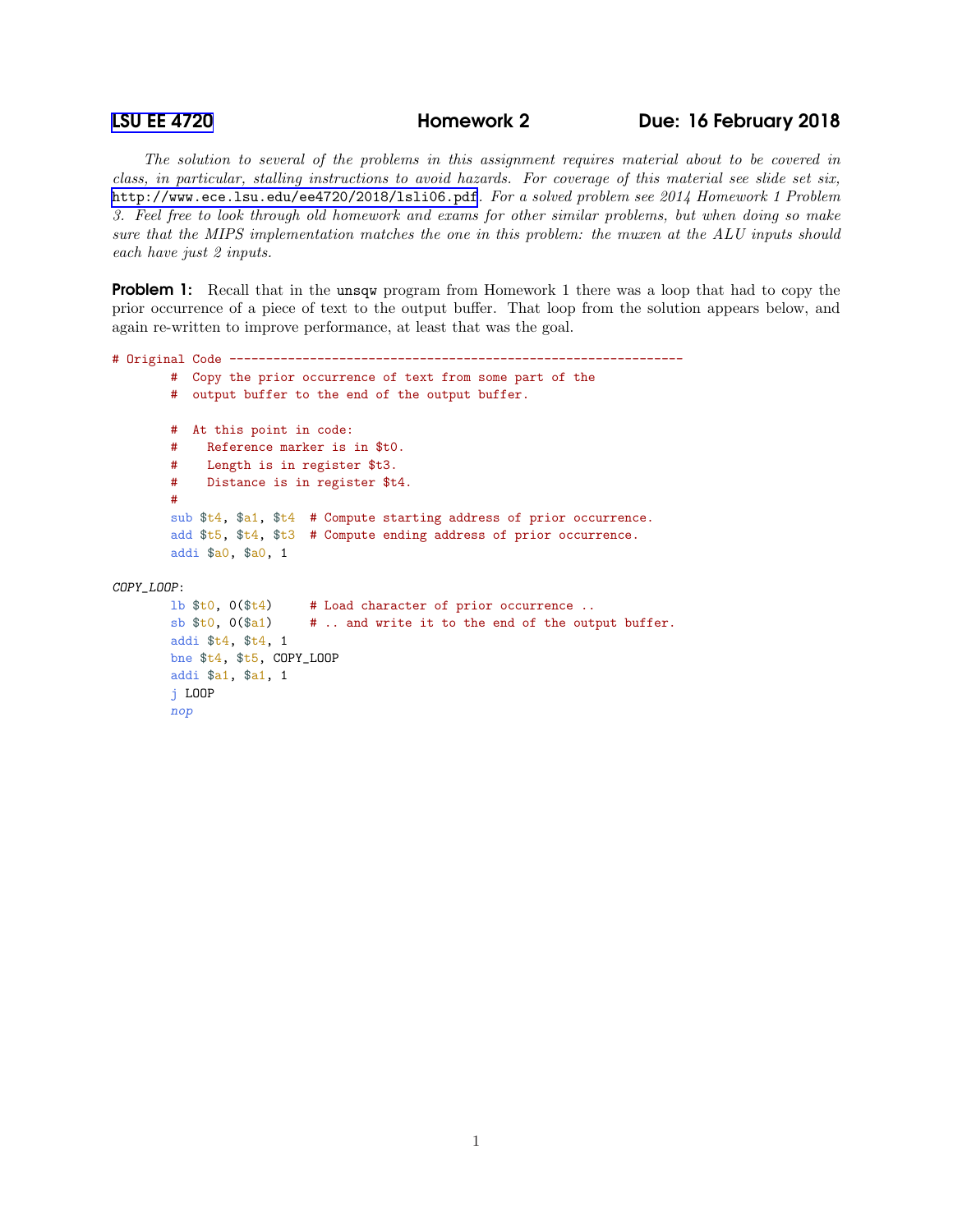LSU EE 4720 Homework 2 Due: 16 February 2018

*The solution to several of the problems in this assignment requires material about to be covered in class, in particular, stalling instructions to avoid hazards. For coverage of this material see slide set six,* http://www.ece.lsu.edu/ee4720/2018/lsli06.pdf. *For a solved problem see 2014 Homework 1 Problem 3. Feel free to look through old homework and exams for other similar problems, but when doing so make sure that the MIPS implementation matches the one in this problem: the muxen at the ALU inputs should each have just 2 inputs.*

**Problem 1:** Recall that in the unsqw program from Homework 1 there was a loop that had to copy the prior occurrence of a piece of text to the output buffer. That loop from the solution appears below, and again re-written to improve performance, at least that was the goal.

```
# Original Code -------------------------------------------------------------
        #  Copy the prior occurrence of text from some part of the
        #  output buffer to the end of the output buffer.

        #  At this point in code:
        #    Reference marker is in $t0.
        #    Length is in register $t3.
        #    Distance is in register $t4.
        #
        sub $t4, $a1, $t4  # Compute starting address of prior occurrence.
        add $t5, $t4, $t3  # Compute ending address of prior occurrence.
        addi $a0, $a0, 1

COPY_LOOP:
        lb $t0, 0($t4)     # Load character of prior occurrence ..
        sb $t0, 0($a1)     # .. and write it to the end of the output buffer.
        addi $t4, $t4, 1
        bne $t4, $t5, COPY_LOOP
        addi $a1, $a1, 1
        j LOOP
        nop
```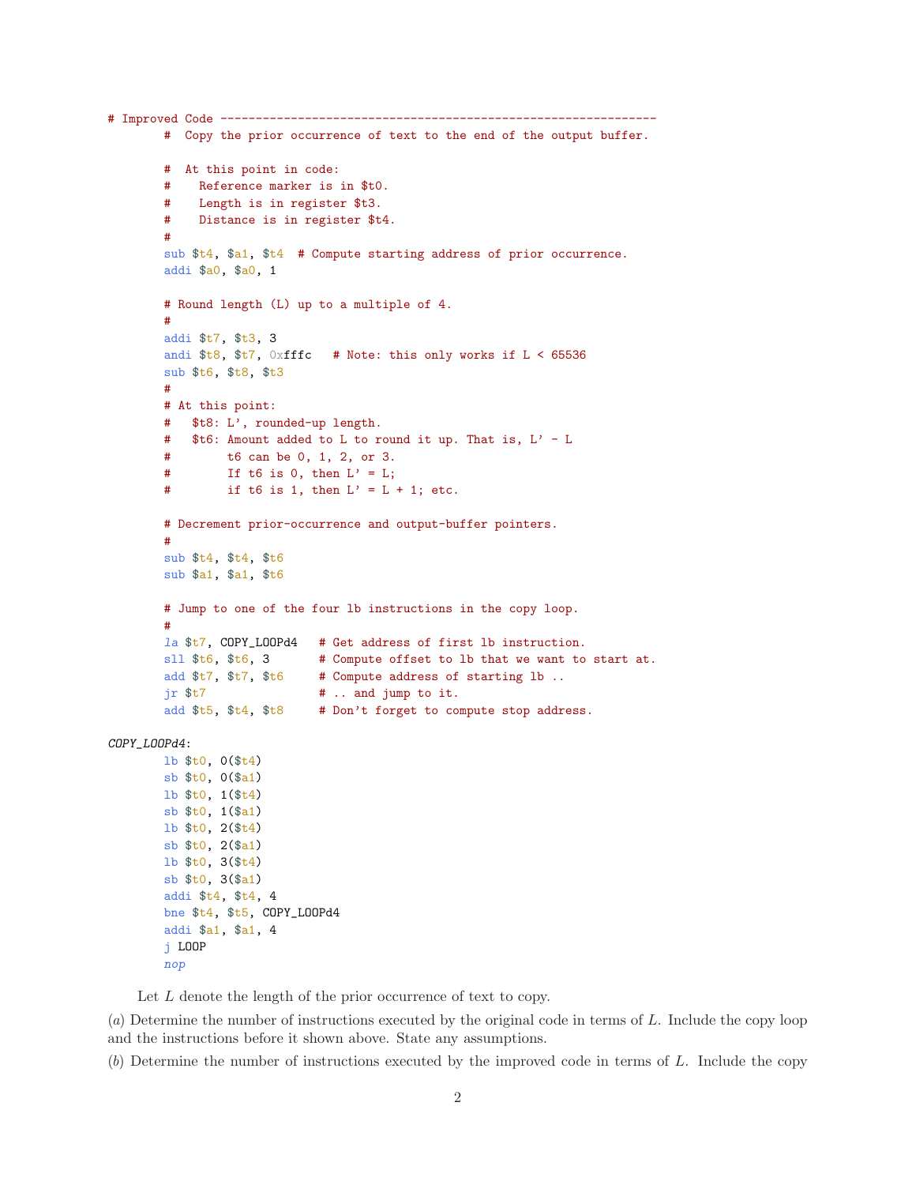```
# Improved Code ---------------------------------------------------------------
        #  Copy the prior occurrence of text to the end of the output buffer.

        #  At this point in code:
        #    Reference marker is in $t0.
        #    Length is in register $t3.
        #    Distance is in register $t4.
        #
        sub $t4, $a1, $t4  # Compute starting address of prior occurrence.
        addi $a0, $a0, 1

        # Round length (L) up to a multiple of 4.
        #
        addi $t7, $t3, 3
        andi $t8, $t7, 0xfffc   # Note: this only works if L < 65536
        sub $t6, $t8, $t3
        #
        # At this point:
        #   $t8: L', rounded-up length.
        #   $t6: Amount added to L to round it up. That is, L' - L
        #        t6 can be 0, 1, 2, or 3.
        #        If t6 is 0, then L' = L;
        #        if t6 is 1, then L' = L + 1; etc.

        # Decrement prior-occurrence and output-buffer pointers.
        #
        sub $t4, $t4, $t6
        sub $a1, $a1, $t6

        # Jump to one of the four lb instructions in the copy loop.
        #
        la $t7, COPY_LOOPd4   # Get address of first lb instruction.
        sll $t6, $t6, 3       # Compute offset to lb that we want to start at.
        add $t7, $t7, $t6     # Compute address of starting lb ..
        jr $t7                # .. and jump to it.
        add $t5, $t4, $t8     # Don't forget to compute stop address.

COPY_LOOPd4:
        lb $t0, 0($t4)
        sb $t0, 0($a1)
        lb $t0, 1($t4)
        sb $t0, 1($a1)
        lb $t0, 2($t4)
        sb $t0, 2($a1)
        lb $t0, 3($t4)
        sb $t0, 3($a1)
        addi $t4, $t4, 4
        bne $t4, $t5, COPY_LOOPd4
        addi $a1, $a1, 4
        j LOOP
        nop
```

Let $L$ denote the length of the prior occurrence of text to copy.

(*a*) Determine the number of instructions executed by the original code in terms of $L$. Include the copy loop and the instructions before it shown above. State any assumptions.

(*b*) Determine the number of instructions executed by the improved code in terms of $L$. Include the copy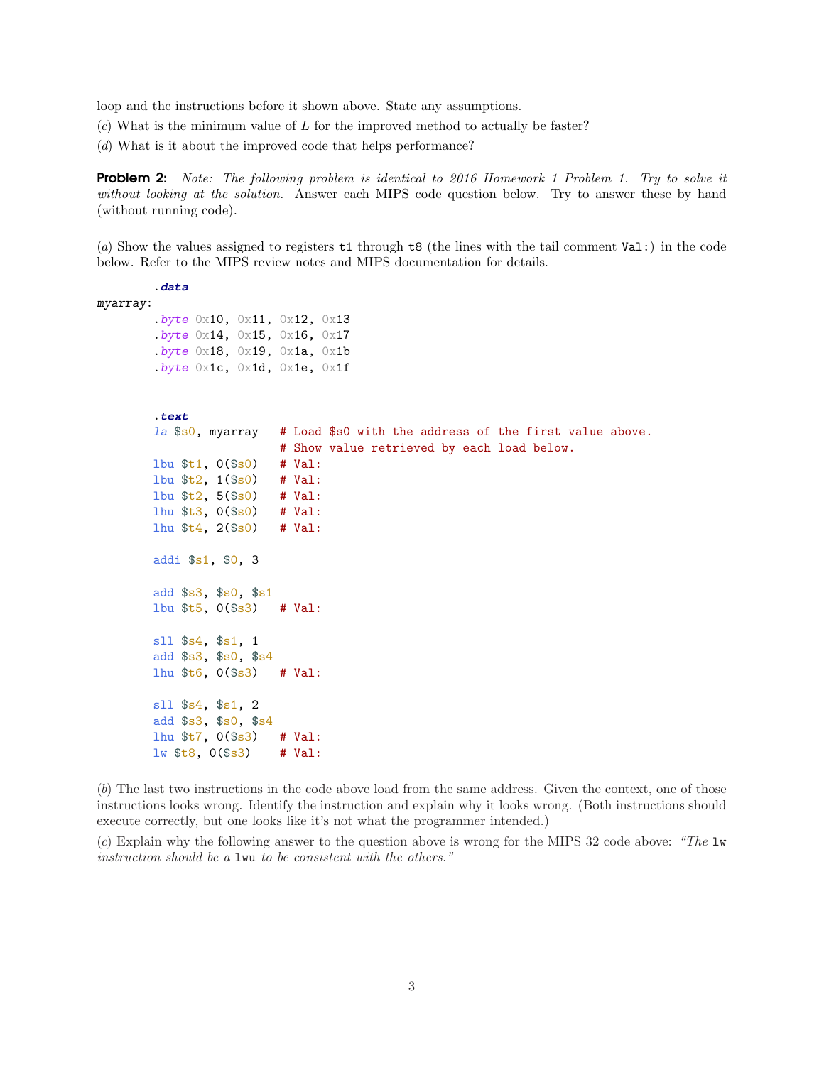loop and the instructions before it shown above. State any assumptions.

(*c*) What is the minimum value of $L$ for the improved method to actually be faster?

(*d*) What is it about the improved code that helps performance?

**Problem 2:** *Note: The following problem is identical to 2016 Homework 1 Problem 1. Try to solve it without looking at the solution.* Answer each MIPS code question below. Try to answer these by hand (without running code).

(*a*) Show the values assigned to registers `t1` through `t8` (the lines with the tail comment `Val:`) in the code below. Refer to the MIPS review notes and MIPS documentation for details.

```
        .data
myarray:
        .byte 0x10, 0x11, 0x12, 0x13
        .byte 0x14, 0x15, 0x16, 0x17
        .byte 0x18, 0x19, 0x1a, 0x1b
        .byte 0x1c, 0x1d, 0x1e, 0x1f


        .text
        la $s0, myarray   # Load $s0 with the address of the first value above.
                          # Show value retrieved by each load below.
        lbu $t1, 0($s0)   # Val:
        lbu $t2, 1($s0)   # Val:
        lbu $t2, 5($s0)   # Val:
        lhu $t3, 0($s0)   # Val:
        lhu $t4, 2($s0)   # Val:

        addi $s1, $0, 3

        add $s3, $s0, $s1
        lbu $t5, 0($s3)   # Val:

        sll $s4, $s1, 1
        add $s3, $s0, $s4
        lhu $t6, 0($s3)   # Val:

        sll $s4, $s1, 2
        add $s3, $s0, $s4
        lhu $t7, 0($s3)   # Val:
        lw $t8, 0($s3)    # Val:
```

(*b*) The last two instructions in the code above load from the same address. Given the context, one of those instructions looks wrong. Identify the instruction and explain why it looks wrong. (Both instructions should execute correctly, but one looks like it's not what the programmer intended.)

(*c*) Explain why the following answer to the question above is wrong for the MIPS 32 code above: *"The* `lw` *instruction should be a* `lwu` *to be consistent with the others."*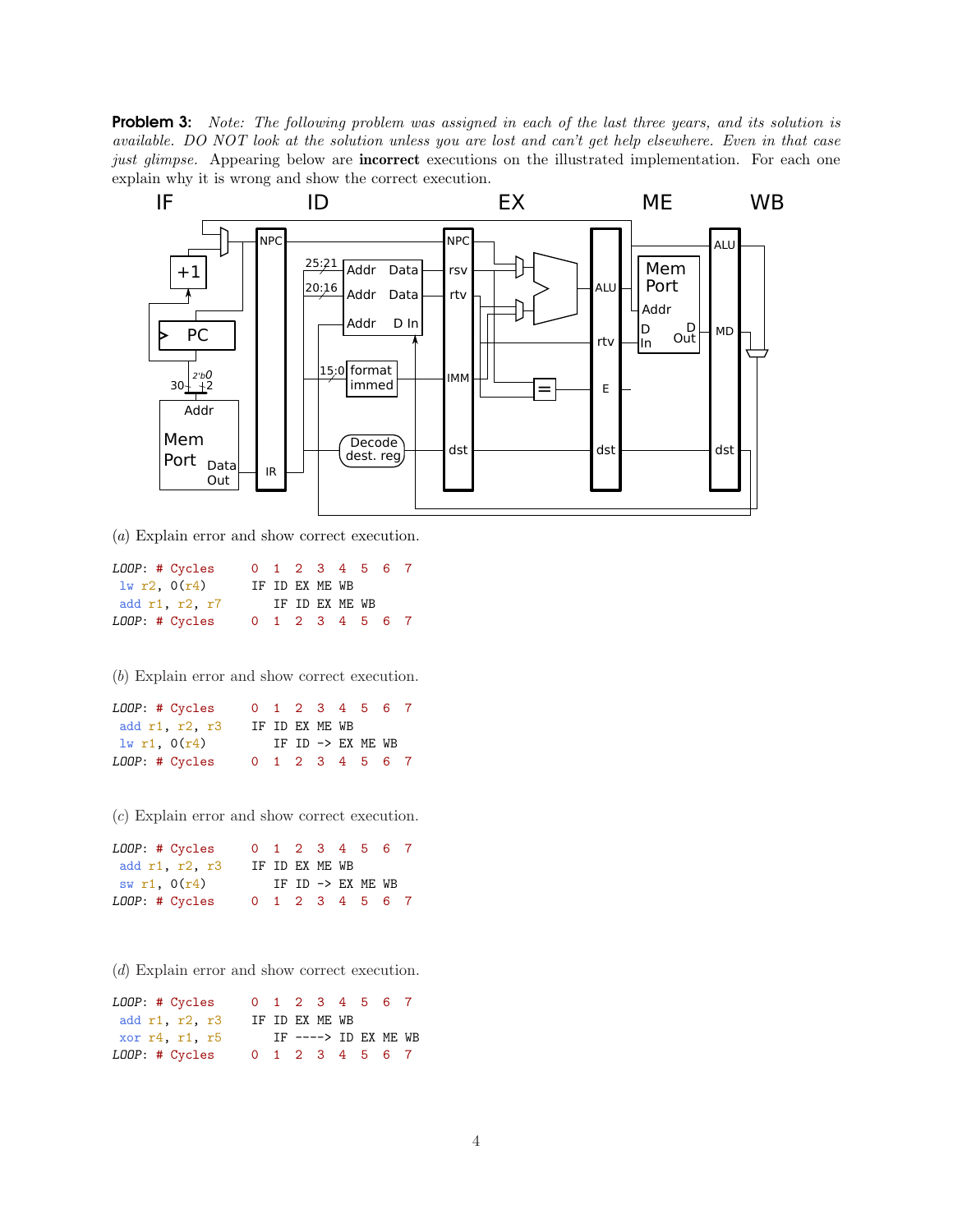**Problem 3:** *Note: The following problem was assigned in each of the last three years, and its solution is available. DO NOT look at the solution unless you are lost and can't get help elsewhere. Even in that case just glimpse.* Appearing below are **incorrect** executions on the illustrated implementation. For each one explain why it is wrong and show the correct execution.

(*a*) Explain error and show correct execution.

```
LOOP: # Cycles      0  1  2  3  4  5  6  7
 lw r2, 0(r4)       IF ID EX ME WB
 add r1, r2, r7        IF ID EX ME WB
LOOP: # Cycles      0  1  2  3  4  5  6  7
```

(*b*) Explain error and show correct execution.

```
LOOP: # Cycles      0  1  2  3  4  5  6  7
 add r1, r2, r3     IF ID EX ME WB
 lw r1, 0(r4)          IF ID -> EX ME WB
LOOP: # Cycles      0  1  2  3  4  5  6  7
```

(*c*) Explain error and show correct execution.

```
LOOP: # Cycles      0  1  2  3  4  5  6  7
 add r1, r2, r3     IF ID EX ME WB
 sw r1, 0(r4)          IF ID -> EX ME WB
LOOP: # Cycles      0  1  2  3  4  5  6  7
```

(*d*) Explain error and show correct execution.

```
LOOP: # Cycles      0  1  2  3  4  5  6  7
 add r1, r2, r3     IF ID EX ME WB
 xor r4, r1, r5        IF ----> ID EX ME WB
LOOP: # Cycles      0  1  2  3  4  5  6  7
```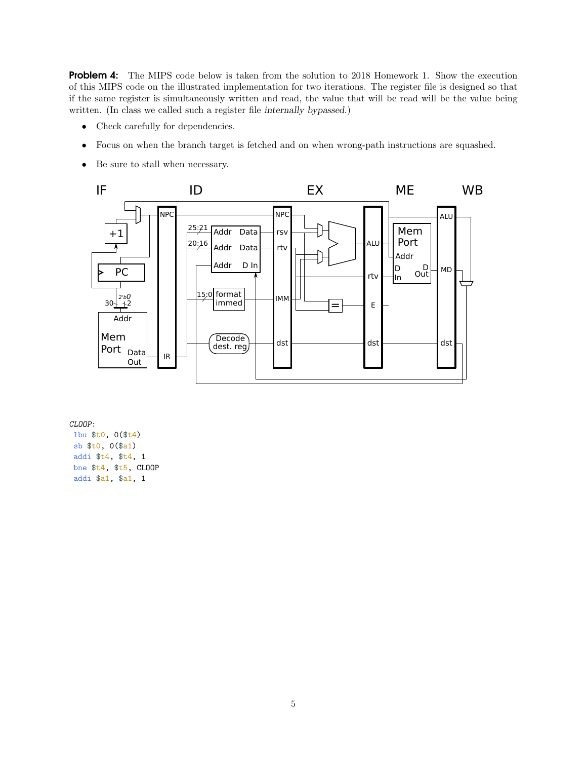**Problem 4:** The MIPS code below is taken from the solution to 2018 Homework 1. Show the execution of this MIPS code on the illustrated implementation for two iterations. The register file is designed so that if the same register is simultaneously written and read, the value that will be read will be the value being written. (In class we called such a register file *internally bypassed*.)

- Check carefully for dependencies.
- Focus on when the branch target is fetched and on when wrong-path instructions are squashed.
- Be sure to stall when necessary.

IF ID EX ME WB

NPC
+1
PC
30
2'b0
+2
Addr
Mem Port
Data Out
IR
25:21
20:16
15:0
Addr Data
Addr Data
Addr D In
format immed
Decode dest. reg
NPC
rsv
rtv
IMM
dst
=
ALU
rtv
E
dst
Mem Port
Addr
D In
D Out
ALU
MD
dst

```
CLOOP:
 lbu $t0, 0($t4)
 sb $t0, 0($a1)
 addi $t4, $t4, 1
 bne $t4, $t5, CLOOP
 addi $a1, $a1, 1
```